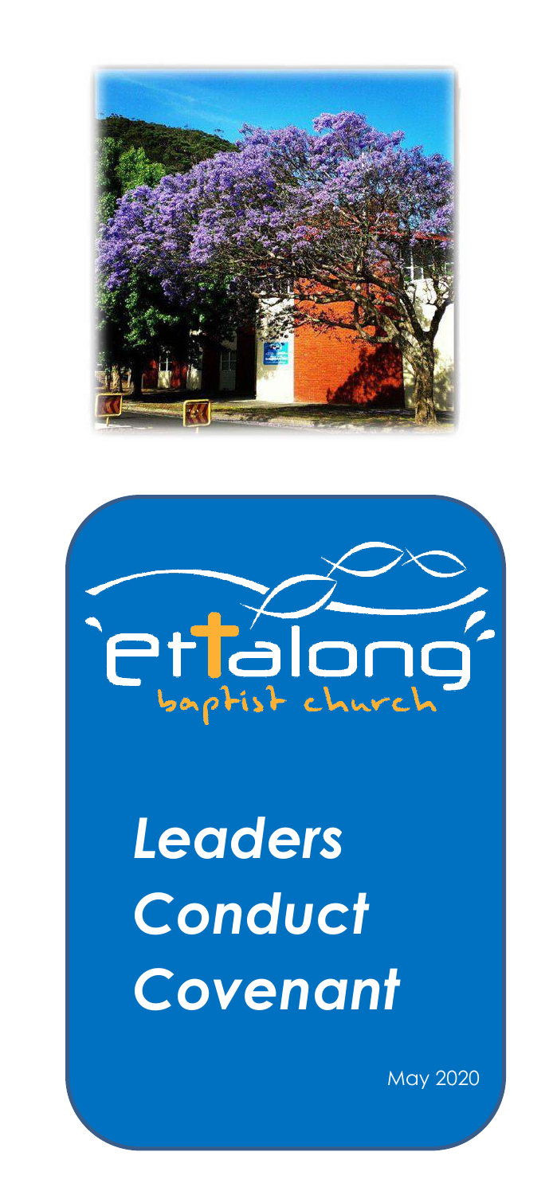ettalong baptist church

# *Leaders Conduct Covenant*

May 2020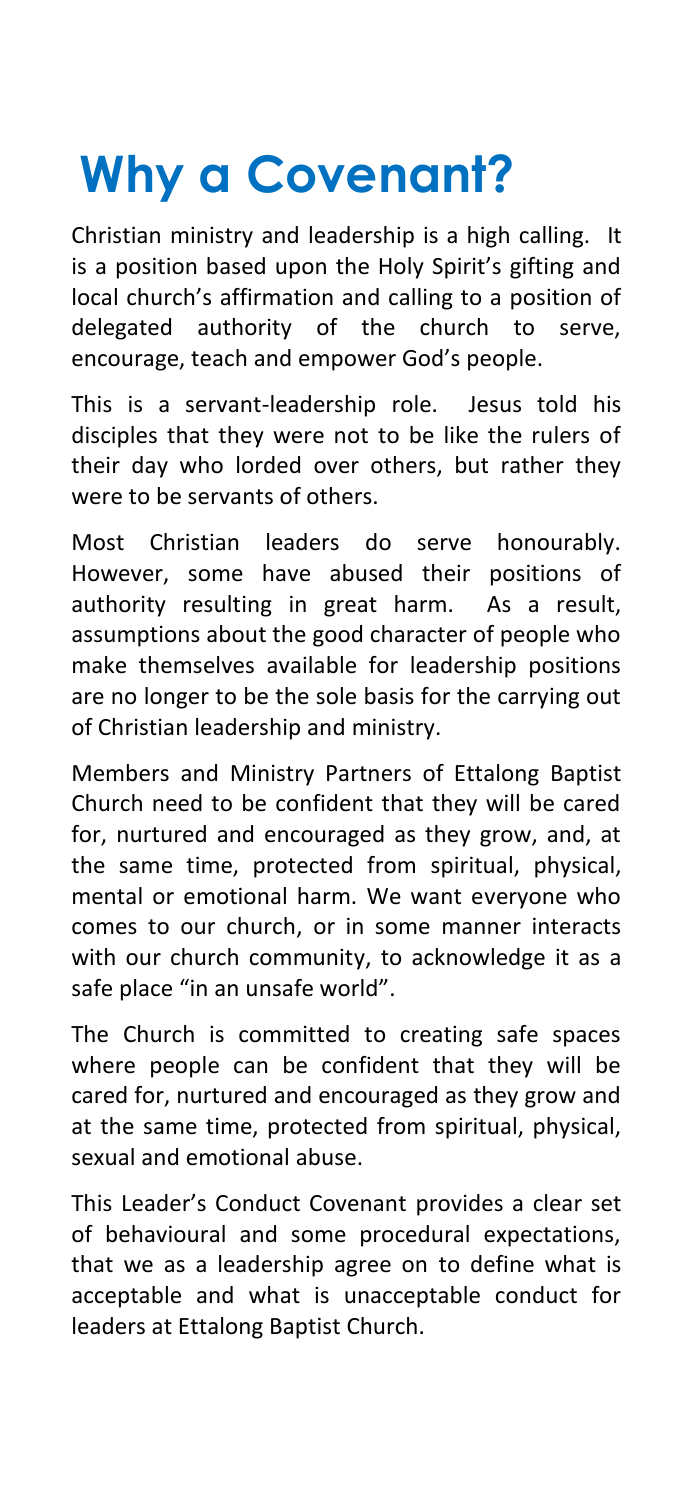# Why a Covenant?

Christian ministry and leadership is a high calling. It is a position based upon the Holy Spirit's gifting and local church's affirmation and calling to a position of delegated authority of the church to serve, encourage, teach and empower God's people.

This is a servant-leadership role. Jesus told his disciples that they were not to be like the rulers of their day who lorded over others, but rather they were to be servants of others.

Most Christian leaders do serve honourably. However, some have abused their positions of authority resulting in great harm. As a result, assumptions about the good character of people who make themselves available for leadership positions are no longer to be the sole basis for the carrying out of Christian leadership and ministry.

Members and Ministry Partners of Ettalong Baptist Church need to be confident that they will be cared for, nurtured and encouraged as they grow, and, at the same time, protected from spiritual, physical, mental or emotional harm. We want everyone who comes to our church, or in some manner interacts with our church community, to acknowledge it as a safe place "in an unsafe world".

The Church is committed to creating safe spaces where people can be confident that they will be cared for, nurtured and encouraged as they grow and at the same time, protected from spiritual, physical, sexual and emotional abuse.

This Leader's Conduct Covenant provides a clear set of behavioural and some procedural expectations, that we as a leadership agree on to define what is acceptable and what is unacceptable conduct for leaders at Ettalong Baptist Church.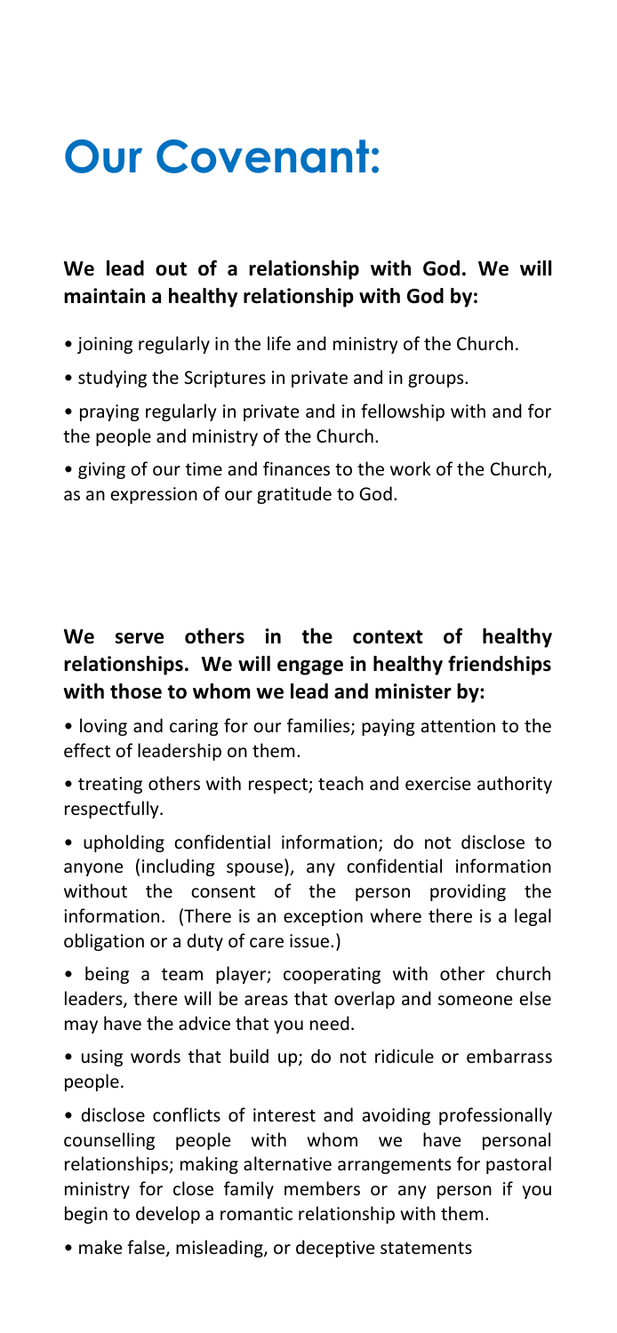# Our Covenant:

**We lead out of a relationship with God. We will maintain a healthy relationship with God by:**

- joining regularly in the life and ministry of the Church.
- studying the Scriptures in private and in groups.
- praying regularly in private and in fellowship with and for the people and ministry of the Church.
- giving of our time and finances to the work of the Church, as an expression of our gratitude to God.

**We serve others in the context of healthy relationships. We will engage in healthy friendships with those to whom we lead and minister by:**

- loving and caring for our families; paying attention to the effect of leadership on them.
- treating others with respect; teach and exercise authority respectfully.
- upholding confidential information; do not disclose to anyone (including spouse), any confidential information without the consent of the person providing the information. (There is an exception where there is a legal obligation or a duty of care issue.)
- being a team player; cooperating with other church leaders, there will be areas that overlap and someone else may have the advice that you need.
- using words that build up; do not ridicule or embarrass people.
- disclose conflicts of interest and avoiding professionally counselling people with whom we have personal relationships; making alternative arrangements for pastoral ministry for close family members or any person if you begin to develop a romantic relationship with them.
- make false, misleading, or deceptive statements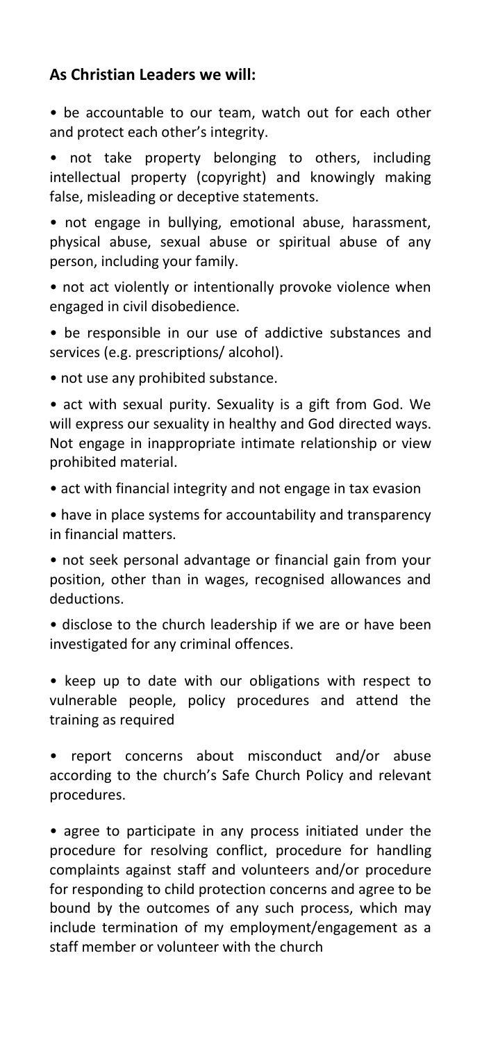**As Christian Leaders we will:**

- be accountable to our team, watch out for each other and protect each other's integrity.
- not take property belonging to others, including intellectual property (copyright) and knowingly making false, misleading or deceptive statements.
- not engage in bullying, emotional abuse, harassment, physical abuse, sexual abuse or spiritual abuse of any person, including your family.
- not act violently or intentionally provoke violence when engaged in civil disobedience.
- be responsible in our use of addictive substances and services (e.g. prescriptions/ alcohol).
- not use any prohibited substance.
- act with sexual purity. Sexuality is a gift from God. We will express our sexuality in healthy and God directed ways. Not engage in inappropriate intimate relationship or view prohibited material.
- act with financial integrity and not engage in tax evasion
- have in place systems for accountability and transparency in financial matters.
- not seek personal advantage or financial gain from your position, other than in wages, recognised allowances and deductions.
- disclose to the church leadership if we are or have been investigated for any criminal offences.
- keep up to date with our obligations with respect to vulnerable people, policy procedures and attend the training as required
- report concerns about misconduct and/or abuse according to the church's Safe Church Policy and relevant procedures.
- agree to participate in any process initiated under the procedure for resolving conflict, procedure for handling complaints against staff and volunteers and/or procedure for responding to child protection concerns and agree to be bound by the outcomes of any such process, which may include termination of my employment/engagement as a staff member or volunteer with the church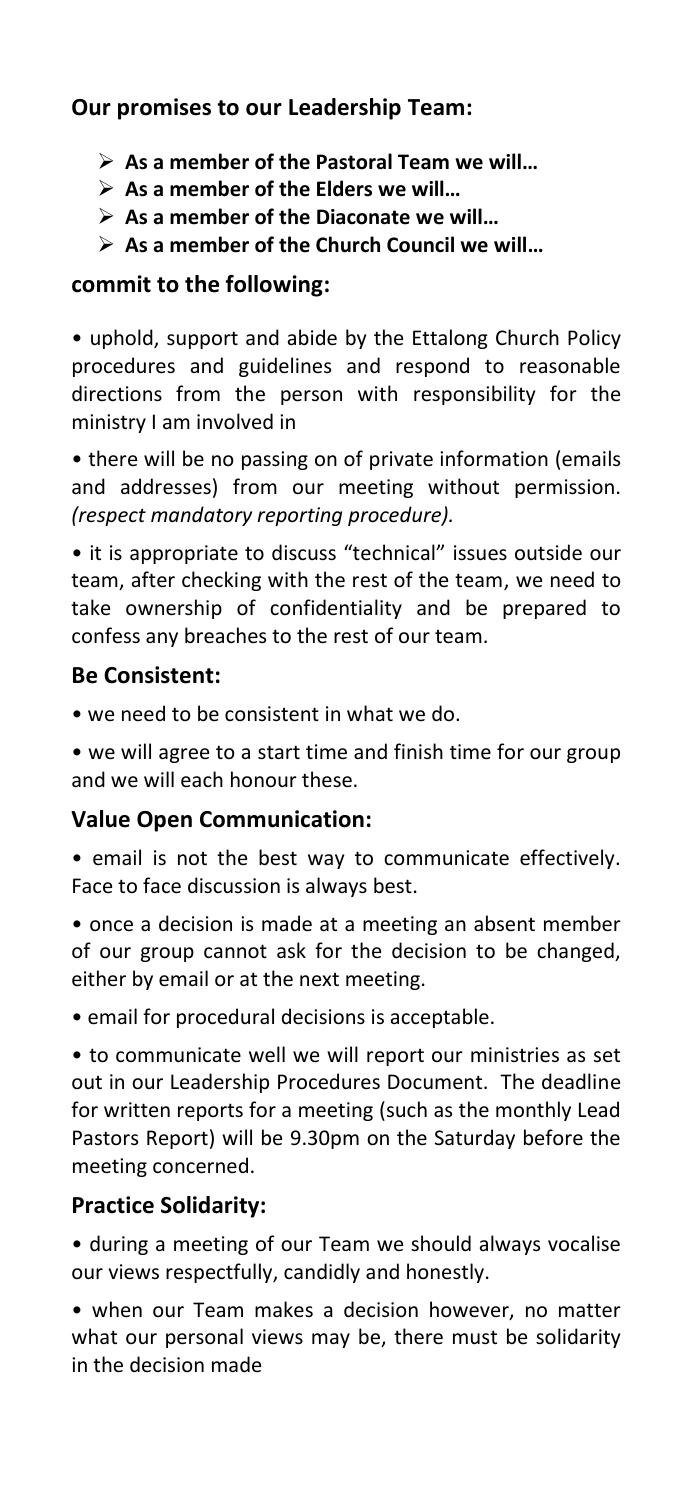### Our promises to our Leadership Team:

- **As a member of the Pastoral Team we will…**
- **As a member of the Elders we will…**
- **As a member of the Diaconate we will…**
- **As a member of the Church Council we will…**

### commit to the following:

• uphold, support and abide by the Ettalong Church Policy procedures and guidelines and respond to reasonable directions from the person with responsibility for the ministry I am involved in

• there will be no passing on of private information (emails and addresses) from our meeting without permission. *(respect mandatory reporting procedure).*

• it is appropriate to discuss "technical" issues outside our team, after checking with the rest of the team, we need to take ownership of confidentiality and be prepared to confess any breaches to the rest of our team.

### Be Consistent:

• we need to be consistent in what we do.

• we will agree to a start time and finish time for our group and we will each honour these.

### Value Open Communication:

• email is not the best way to communicate effectively. Face to face discussion is always best.

• once a decision is made at a meeting an absent member of our group cannot ask for the decision to be changed, either by email or at the next meeting.

• email for procedural decisions is acceptable.

• to communicate well we will report our ministries as set out in our Leadership Procedures Document. The deadline for written reports for a meeting (such as the monthly Lead Pastors Report) will be 9.30pm on the Saturday before the meeting concerned.

### Practice Solidarity:

• during a meeting of our Team we should always vocalise our views respectfully, candidly and honestly.

• when our Team makes a decision however, no matter what our personal views may be, there must be solidarity in the decision made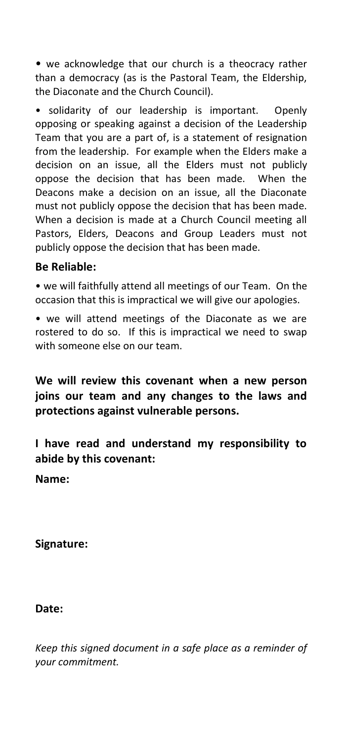• we acknowledge that our church is a theocracy rather than a democracy (as is the Pastoral Team, the Eldership, the Diaconate and the Church Council).

• solidarity of our leadership is important. Openly opposing or speaking against a decision of the Leadership Team that you are a part of, is a statement of resignation from the leadership. For example when the Elders make a decision on an issue, all the Elders must not publicly oppose the decision that has been made. When the Deacons make a decision on an issue, all the Diaconate must not publicly oppose the decision that has been made. When a decision is made at a Church Council meeting all Pastors, Elders, Deacons and Group Leaders must not publicly oppose the decision that has been made.

**Be Reliable:**

• we will faithfully attend all meetings of our Team. On the occasion that this is impractical we will give our apologies.

• we will attend meetings of the Diaconate as we are rostered to do so. If this is impractical we need to swap with someone else on our team.

**We will review this covenant when a new person joins our team and any changes to the laws and protections against vulnerable persons.**

**I have read and understand my responsibility to abide by this covenant:**

**Name:**

**Signature:**

**Date:**

*Keep this signed document in a safe place as a reminder of your commitment.*